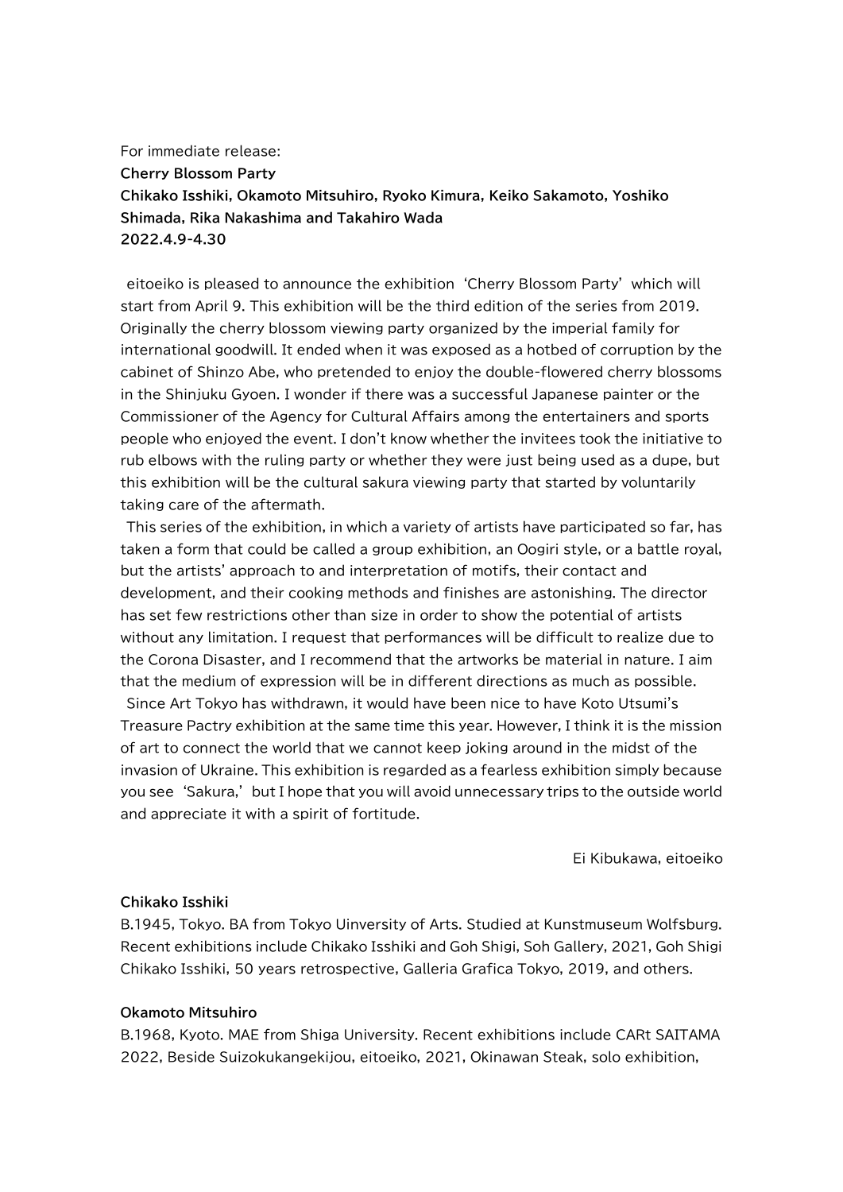For immediate release:

**Cherry Blossom Party**

**Chikako Isshiki, Okamoto Mitsuhiro, Ryoko Kimura, Keiko Sakamoto, Yoshiko Shimada, Rika Nakashima and Takahiro Wada**

**2022.4.9-4.30**

eitoeiko is pleased to announce the exhibition 'Cherry Blossom Party' which will start from April 9. This exhibition will be the third edition of the series from 2019. Originally the cherry blossom viewing party organized by the imperial family for international goodwill. It ended when it was exposed as a hotbed of corruption by the cabinet of Shinzo Abe, who pretended to enjoy the double-flowered cherry blossoms in the Shinjuku Gyoen. I wonder if there was a successful Japanese painter or the Commissioner of the Agency for Cultural Affairs among the entertainers and sports people who enjoyed the event. I don't know whether the invitees took the initiative to rub elbows with the ruling party or whether they were just being used as a dupe, but this exhibition will be the cultural sakura viewing party that started by voluntarily taking care of the aftermath.

This series of the exhibition, in which a variety of artists have participated so far, has taken a form that could be called a group exhibition, an Oogiri style, or a battle royal, but the artists' approach to and interpretation of motifs, their contact and development, and their cooking methods and finishes are astonishing. The director has set few restrictions other than size in order to show the potential of artists without any limitation. I request that performances will be difficult to realize due to the Corona Disaster, and I recommend that the artworks be material in nature. I aim that the medium of expression will be in different directions as much as possible.

Since Art Tokyo has withdrawn, it would have been nice to have Koto Utsumi's Treasure Pactry exhibition at the same time this year. However, I think it is the mission of art to connect the world that we cannot keep joking around in the midst of the invasion of Ukraine. This exhibition is regarded as a fearless exhibition simply because you see 'Sakura,' but I hope that you will avoid unnecessary trips to the outside world and appreciate it with a spirit of fortitude.

Ei Kibukawa, eitoeiko

**Chikako Isshiki**

B.1945, Tokyo. BA from Tokyo Uinversity of Arts. Studied at Kunstmuseum Wolfsburg. Recent exhibitions include Chikako Isshiki and Goh Shigi, Soh Gallery, 2021, Goh Shigi Chikako Isshiki, 50 years retrospective, Galleria Grafica Tokyo, 2019, and others.

**Okamoto Mitsuhiro**

B.1968, Kyoto. MAE from Shiga University. Recent exhibitions include CARt SAITAMA 2022, Beside Suizokukangekijou, eitoeiko, 2021, Okinawan Steak, solo exhibition,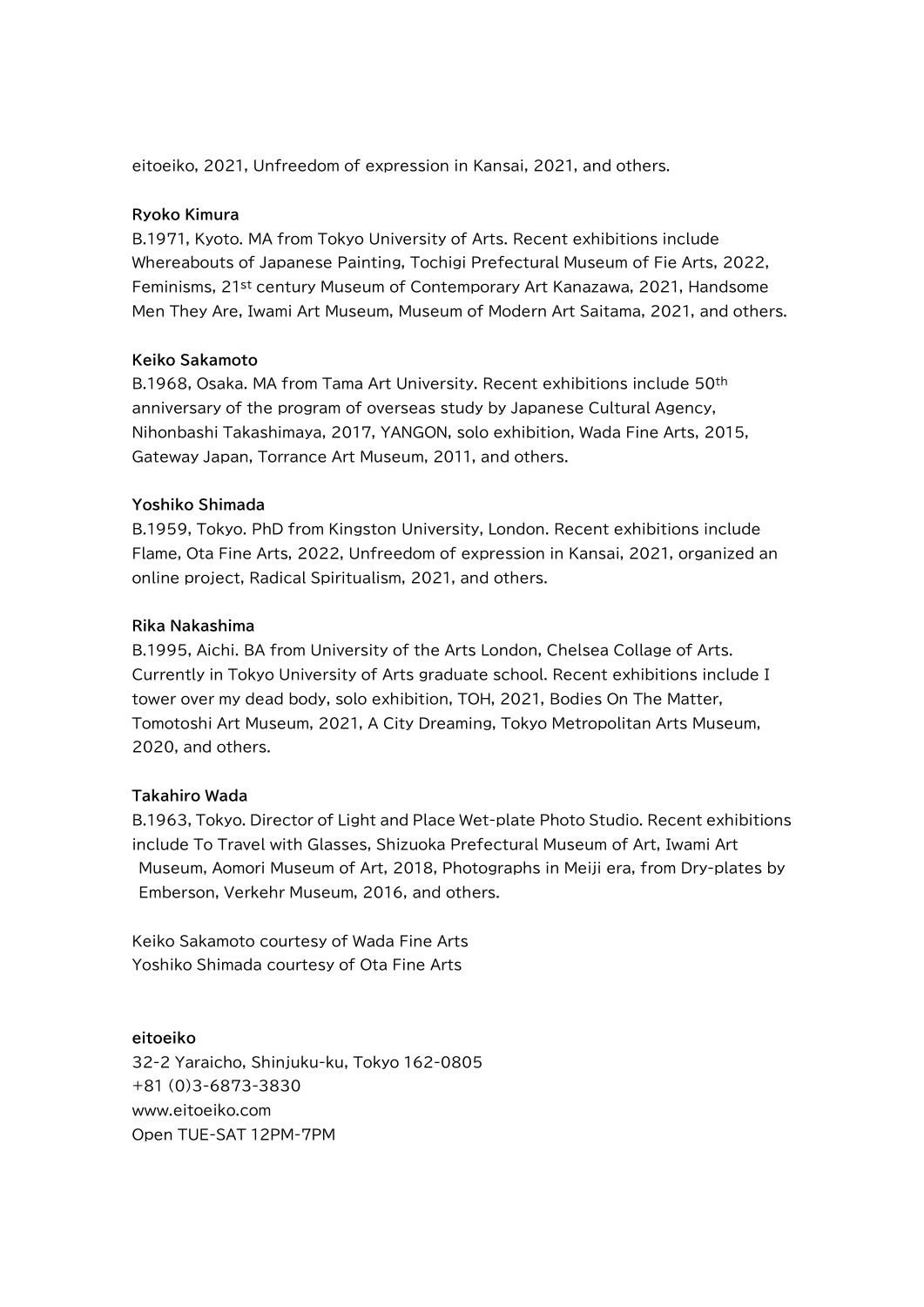eitoeiko, 2021, Unfreedom of expression in Kansai, 2021, and others.

**Ryoko Kimura**
B.1971, Kyoto. MA from Tokyo University of Arts. Recent exhibitions include Whereabouts of Japanese Painting, Tochigi Prefectural Museum of Fie Arts, 2022, Feminisms, 21st century Museum of Contemporary Art Kanazawa, 2021, Handsome Men They Are, Iwami Art Museum, Museum of Modern Art Saitama, 2021, and others.

**Keiko Sakamoto**
B.1968, Osaka. MA from Tama Art University. Recent exhibitions include 50th anniversary of the program of overseas study by Japanese Cultural Agency, Nihonbashi Takashimaya, 2017, YANGON, solo exhibition, Wada Fine Arts, 2015, Gateway Japan, Torrance Art Museum, 2011, and others.

**Yoshiko Shimada**
B.1959, Tokyo. PhD from Kingston University, London. Recent exhibitions include Flame, Ota Fine Arts, 2022, Unfreedom of expression in Kansai, 2021, organized an online project, Radical Spiritualism, 2021, and others.

**Rika Nakashima**
B.1995, Aichi. BA from University of the Arts London, Chelsea Collage of Arts. Currently in Tokyo University of Arts graduate school. Recent exhibitions include I tower over my dead body, solo exhibition, TOH, 2021, Bodies On The Matter, Tomotoshi Art Museum, 2021, A City Dreaming, Tokyo Metropolitan Arts Museum, 2020, and others.

**Takahiro Wada**
B.1963, Tokyo. Director of Light and Place Wet-plate Photo Studio. Recent exhibitions include To Travel with Glasses, Shizuoka Prefectural Museum of Art, Iwami Art Museum, Aomori Museum of Art, 2018, Photographs in Meiji era, from Dry-plates by Emberson, Verkehr Museum, 2016, and others.

Keiko Sakamoto courtesy of Wada Fine Arts
Yoshiko Shimada courtesy of Ota Fine Arts

**eitoeiko**
32-2 Yaraicho, Shinjuku-ku, Tokyo 162-0805
+81 (0)3-6873-3830
www.eitoeiko.com
Open TUE-SAT 12PM-7PM